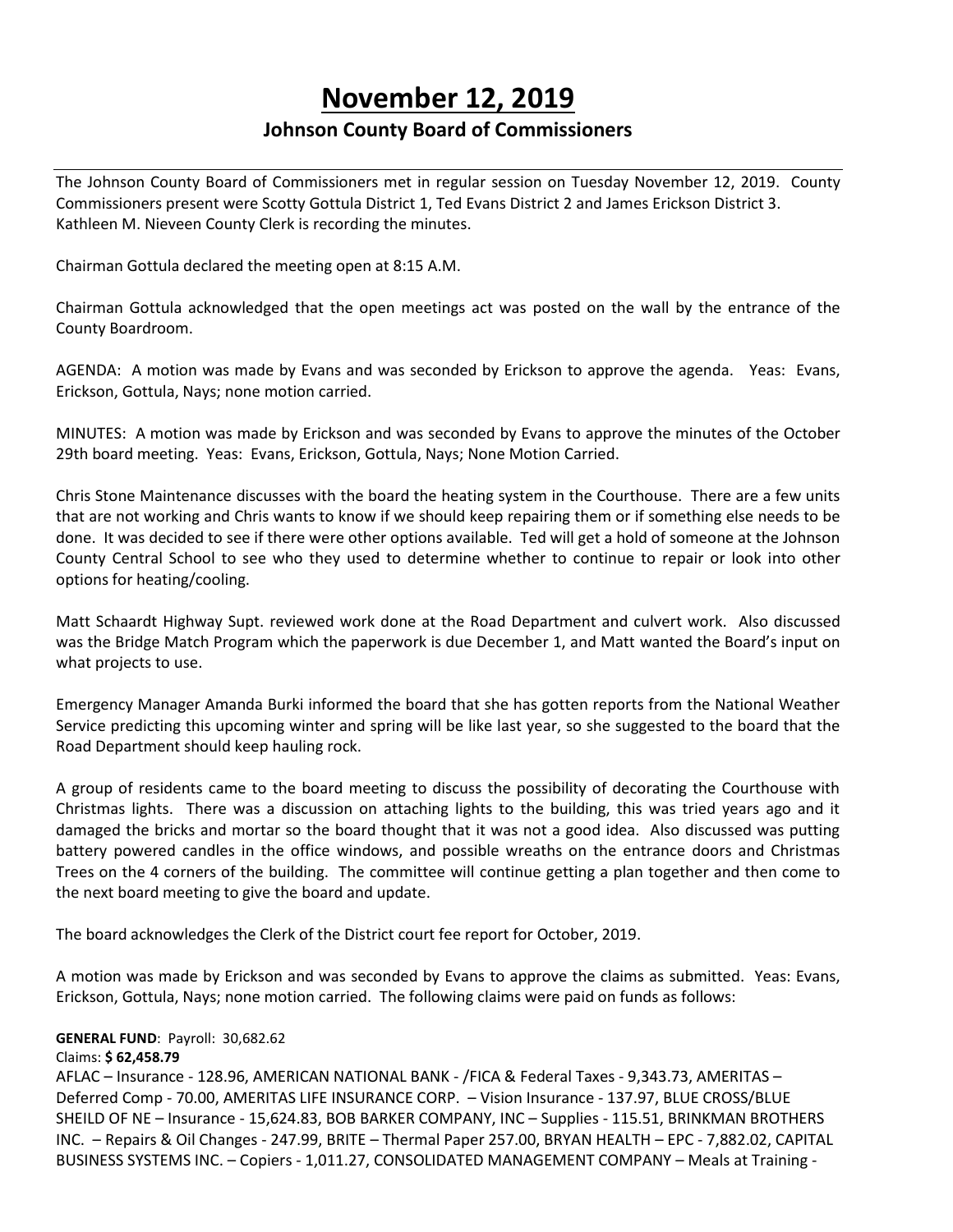# November 12, 2019

## Johnson County Board of Commissioners

The Johnson County Board of Commissioners met in regular session on Tuesday November 12, 2019. County Commissioners present were Scotty Gottula District 1, Ted Evans District 2 and James Erickson District 3. Kathleen M. Nieveen County Clerk is recording the minutes.

Chairman Gottula declared the meeting open at 8:15 A.M.

Chairman Gottula acknowledged that the open meetings act was posted on the wall by the entrance of the County Boardroom.

AGENDA: A motion was made by Evans and was seconded by Erickson to approve the agenda. Yeas: Evans, Erickson, Gottula, Nays; none motion carried.

MINUTES: A motion was made by Erickson and was seconded by Evans to approve the minutes of the October 29th board meeting. Yeas: Evans, Erickson, Gottula, Nays; None Motion Carried.

Chris Stone Maintenance discusses with the board the heating system in the Courthouse. There are a few units that are not working and Chris wants to know if we should keep repairing them or if something else needs to be done. It was decided to see if there were other options available. Ted will get a hold of someone at the Johnson County Central School to see who they used to determine whether to continue to repair or look into other options for heating/cooling.

Matt Schaardt Highway Supt. reviewed work done at the Road Department and culvert work. Also discussed was the Bridge Match Program which the paperwork is due December 1, and Matt wanted the Board's input on what projects to use.

Emergency Manager Amanda Burki informed the board that she has gotten reports from the National Weather Service predicting this upcoming winter and spring will be like last year, so she suggested to the board that the Road Department should keep hauling rock.

A group of residents came to the board meeting to discuss the possibility of decorating the Courthouse with Christmas lights. There was a discussion on attaching lights to the building, this was tried years ago and it damaged the bricks and mortar so the board thought that it was not a good idea. Also discussed was putting battery powered candles in the office windows, and possible wreaths on the entrance doors and Christmas Trees on the 4 corners of the building. The committee will continue getting a plan together and then come to the next board meeting to give the board and update.

The board acknowledges the Clerk of the District court fee report for October, 2019.

A motion was made by Erickson and was seconded by Evans to approve the claims as submitted. Yeas: Evans, Erickson, Gottula, Nays; none motion carried. The following claims were paid on funds as follows:

**GENERAL FUND**: Payroll: 30,682.62
Claims: **$ 62,458.79**
AFLAC – Insurance - 128.96, AMERICAN NATIONAL BANK - /FICA & Federal Taxes - 9,343.73, AMERITAS – Deferred Comp - 70.00, AMERITAS LIFE INSURANCE CORP. – Vision Insurance - 137.97, BLUE CROSS/BLUE SHEILD OF NE – Insurance - 15,624.83, BOB BARKER COMPANY, INC – Supplies - 115.51, BRINKMAN BROTHERS INC. – Repairs & Oil Changes - 247.99, BRITE – Thermal Paper 257.00, BRYAN HEALTH – EPC - 7,882.02, CAPITAL BUSINESS SYSTEMS INC. – Copiers - 1,011.27, CONSOLIDATED MANAGEMENT COMPANY – Meals at Training -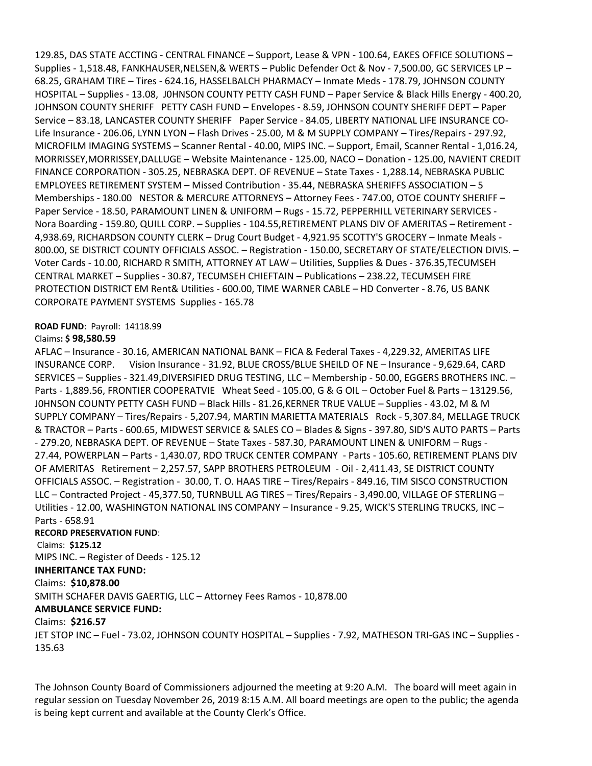129.85, DAS STATE ACCTING - CENTRAL FINANCE – Support, Lease & VPN - 100.64, EAKES OFFICE SOLUTIONS – Supplies - 1,518.48, FANKHAUSER,NELSEN,& WERTS – Public Defender Oct & Nov - 7,500.00, GC SERVICES LP – 68.25, GRAHAM TIRE – Tires - 624.16, HASSELBALCH PHARMACY – Inmate Meds - 178.79, JOHNSON COUNTY HOSPITAL – Supplies - 13.08, J0HNSON COUNTY PETTY CASH FUND – Paper Service & Black Hills Energy - 400.20, JOHNSON COUNTY SHERIFF PETTY CASH FUND – Envelopes - 8.59, JOHNSON COUNTY SHERIFF DEPT – Paper Service – 83.18, LANCASTER COUNTY SHERIFF Paper Service - 84.05, LIBERTY NATIONAL LIFE INSURANCE CO- Life Insurance - 206.06, LYNN LYON – Flash Drives - 25.00, M & M SUPPLY COMPANY – Tires/Repairs - 297.92, MICROFILM IMAGING SYSTEMS – Scanner Rental - 40.00, MIPS INC. – Support, Email, Scanner Rental - 1,016.24, MORRISSEY,MORRISSEY,DALLUGE – Website Maintenance - 125.00, NACO – Donation - 125.00, NAVIENT CREDIT FINANCE CORPORATION - 305.25, NEBRASKA DEPT. OF REVENUE – State Taxes - 1,288.14, NEBRASKA PUBLIC EMPLOYEES RETIREMENT SYSTEM – Missed Contribution - 35.44, NEBRASKA SHERIFFS ASSOCIATION – 5 Memberships - 180.00 NESTOR & MERCURE ATTORNEYS – Attorney Fees - 747.00, OTOE COUNTY SHERIFF – Paper Service - 18.50, PARAMOUNT LINEN & UNIFORM – Rugs - 15.72, PEPPERHILL VETERINARY SERVICES - Nora Boarding - 159.80, QUILL CORP. – Supplies - 104.55,RETIREMENT PLANS DIV OF AMERITAS – Retirement - 4,938.69, RICHARDSON COUNTY CLERK – Drug Court Budget - 4,921.95 SCOTTY'S GROCERY – Inmate Meals - 800.00, SE DISTRICT COUNTY OFFICIALS ASSOC. – Registration - 150.00, SECRETARY OF STATE/ELECTION DIVIS. – Voter Cards - 10.00, RICHARD R SMITH, ATTORNEY AT LAW – Utilities, Supplies & Dues - 376.35,TECUMSEH CENTRAL MARKET – Supplies - 30.87, TECUMSEH CHIEFTAIN – Publications – 238.22, TECUMSEH FIRE PROTECTION DISTRICT EM Rent& Utilities - 600.00, TIME WARNER CABLE – HD Converter - 8.76, US BANK CORPORATE PAYMENT SYSTEMS Supplies - 165.78

**ROAD FUND**: Payroll: 14118.99

Claims**: $ 98,580.59**

AFLAC – Insurance - 30.16, AMERICAN NATIONAL BANK – FICA & Federal Taxes - 4,229.32, AMERITAS LIFE INSURANCE CORP. Vision Insurance - 31.92, BLUE CROSS/BLUE SHEILD OF NE – Insurance - 9,629.64, CARD SERVICES – Supplies - 321.49,DIVERSIFIED DRUG TESTING, LLC – Membership - 50.00, EGGERS BROTHERS INC. – Parts - 1,889.56, FRONTIER COOPERATVIE Wheat Seed - 105.00, G & G OIL – October Fuel & Parts – 13129.56, J0HNSON COUNTY PETTY CASH FUND – Black Hills - 81.26,KERNER TRUE VALUE – Supplies - 43.02, M & M SUPPLY COMPANY – Tires/Repairs - 5,207.94, MARTIN MARIETTA MATERIALS Rock - 5,307.84, MELLAGE TRUCK & TRACTOR – Parts - 600.65, MIDWEST SERVICE & SALES CO – Blades & Signs - 397.80, SID'S AUTO PARTS – Parts - 279.20, NEBRASKA DEPT. OF REVENUE – State Taxes - 587.30, PARAMOUNT LINEN & UNIFORM – Rugs - 27.44, POWERPLAN – Parts - 1,430.07, RDO TRUCK CENTER COMPANY - Parts - 105.60, RETIREMENT PLANS DIV OF AMERITAS Retirement – 2,257.57, SAPP BROTHERS PETROLEUM - Oil - 2,411.43, SE DISTRICT COUNTY OFFICIALS ASSOC. – Registration - 30.00, T. O. HAAS TIRE – Tires/Repairs - 849.16, TIM SISCO CONSTRUCTION LLC – Contracted Project - 45,377.50, TURNBULL AG TIRES – Tires/Repairs - 3,490.00, VILLAGE OF STERLING – Utilities - 12.00, WASHINGTON NATIONAL INS COMPANY – Insurance - 9.25, WICK'S STERLING TRUCKS, INC – Parts - 658.91

**RECORD PRESERVATION FUND**:

Claims: **$125.12**

MIPS INC. – Register of Deeds - 125.12

**INHERITANCE TAX FUND:**

Claims: **$10,878.00**

SMITH SCHAFER DAVIS GAERTIG, LLC – Attorney Fees Ramos - 10,878.00

**AMBULANCE SERVICE FUND:**

Claims: **$216.57**

JET STOP INC – Fuel - 73.02, JOHNSON COUNTY HOSPITAL – Supplies - 7.92, MATHESON TRI-GAS INC – Supplies - 135.63

The Johnson County Board of Commissioners adjourned the meeting at 9:20 A.M. The board will meet again in regular session on Tuesday November 26, 2019 8:15 A.M. All board meetings are open to the public; the agenda is being kept current and available at the County Clerk's Office.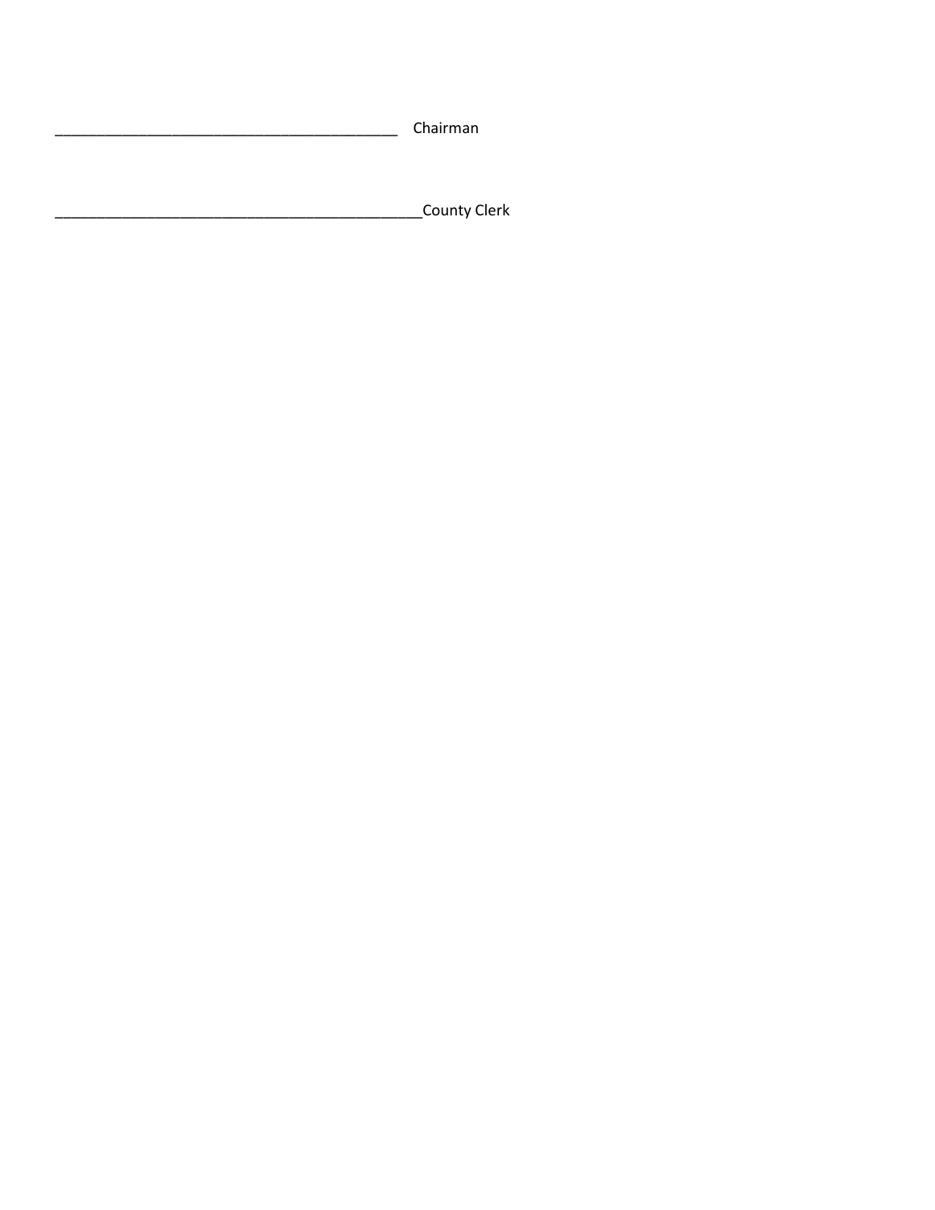___________________________________________ Chairman

______________________________________________County Clerk